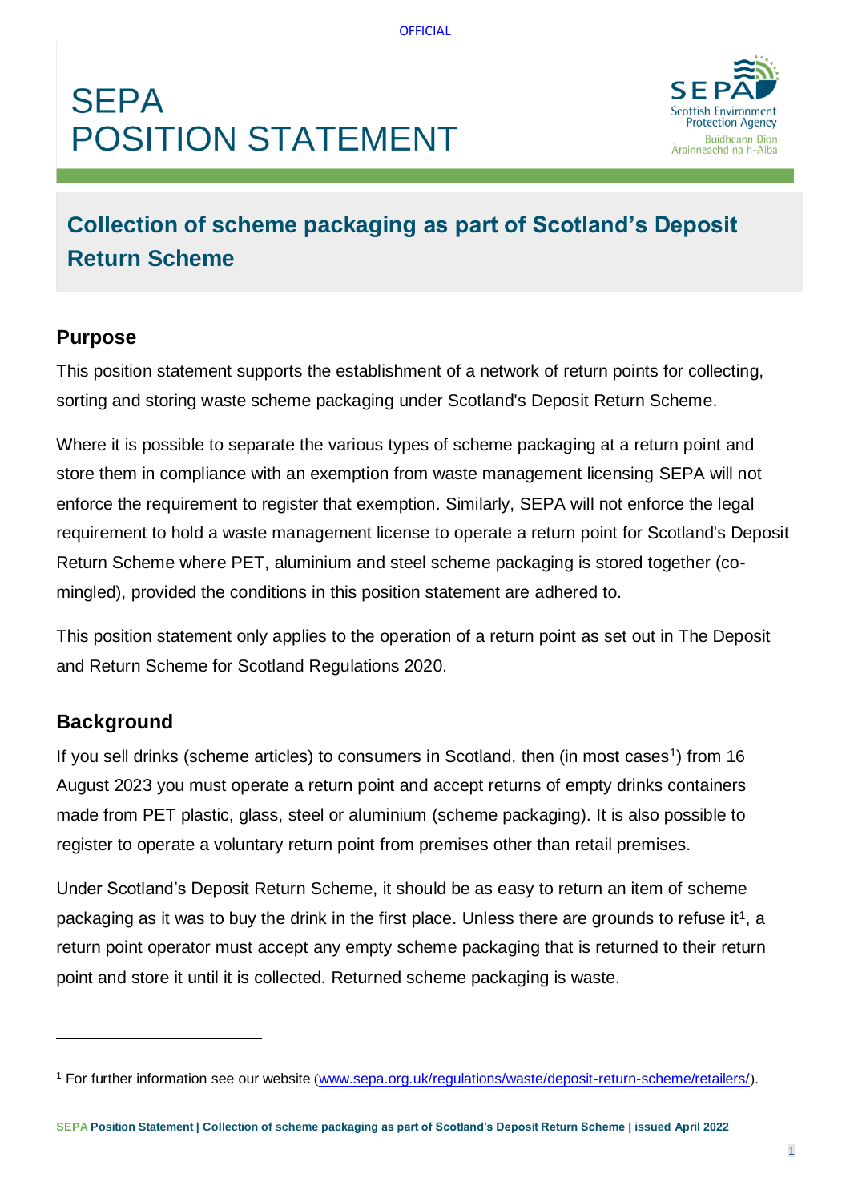# SEPA POSITION STATEMENT

## Collection of scheme packaging as part of Scotland's Deposit Return Scheme

### Purpose

This position statement supports the establishment of a network of return points for collecting, sorting and storing waste scheme packaging under Scotland's Deposit Return Scheme.

Where it is possible to separate the various types of scheme packaging at a return point and store them in compliance with an exemption from waste management licensing SEPA will not enforce the requirement to register that exemption. Similarly, SEPA will not enforce the legal requirement to hold a waste management license to operate a return point for Scotland's Deposit Return Scheme where PET, aluminium and steel scheme packaging is stored together (co-mingled), provided the conditions in this position statement are adhered to.

This position statement only applies to the operation of a return point as set out in The Deposit and Return Scheme for Scotland Regulations 2020.

### Background

If you sell drinks (scheme articles) to consumers in Scotland, then (in most cases[1]) from 16 August 2023 you must operate a return point and accept returns of empty drinks containers made from PET plastic, glass, steel or aluminium (scheme packaging). It is also possible to register to operate a voluntary return point from premises other than retail premises.

Under Scotland's Deposit Return Scheme, it should be as easy to return an item of scheme packaging as it was to buy the drink in the first place. Unless there are grounds to refuse it[1], a return point operator must accept any empty scheme packaging that is returned to their return point and store it until it is collected. Returned scheme packaging is waste.

---

[1] For further information see our website (www.sepa.org.uk/regulations/waste/deposit-return-scheme/retailers/).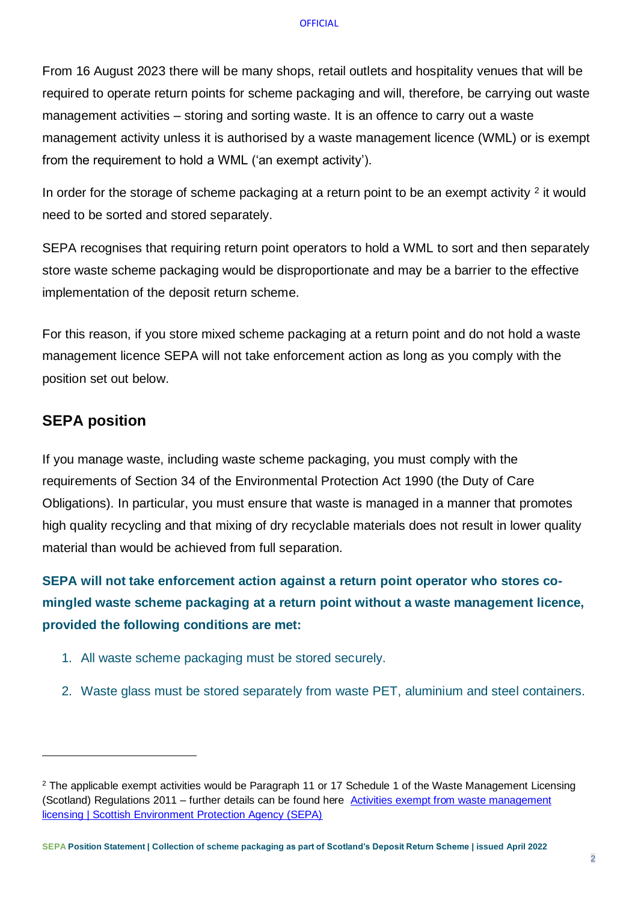From 16 August 2023 there will be many shops, retail outlets and hospitality venues that will be required to operate return points for scheme packaging and will, therefore, be carrying out waste management activities – storing and sorting waste. It is an offence to carry out a waste management activity unless it is authorised by a waste management licence (WML) or is exempt from the requirement to hold a WML ('an exempt activity').

In order for the storage of scheme packaging at a return point to be an exempt activity [2] it would need to be sorted and stored separately.

SEPA recognises that requiring return point operators to hold a WML to sort and then separately store waste scheme packaging would be disproportionate and may be a barrier to the effective implementation of the deposit return scheme.

For this reason, if you store mixed scheme packaging at a return point and do not hold a waste management licence SEPA will not take enforcement action as long as you comply with the position set out below.

## SEPA position

If you manage waste, including waste scheme packaging, you must comply with the requirements of Section 34 of the Environmental Protection Act 1990 (the Duty of Care Obligations). In particular, you must ensure that waste is managed in a manner that promotes high quality recycling and that mixing of dry recyclable materials does not result in lower quality material than would be achieved from full separation.

**SEPA will not take enforcement action against a return point operator who stores co-mingled waste scheme packaging at a return point without a waste management licence, provided the following conditions are met:**

1. All waste scheme packaging must be stored securely.
2. Waste glass must be stored separately from waste PET, aluminium and steel containers.

---

[2] The applicable exempt activities would be Paragraph 11 or 17 Schedule 1 of the Waste Management Licensing (Scotland) Regulations 2011 – further details can be found here [Activities exempt from waste management licensing | Scottish Environment Protection Agency (SEPA)]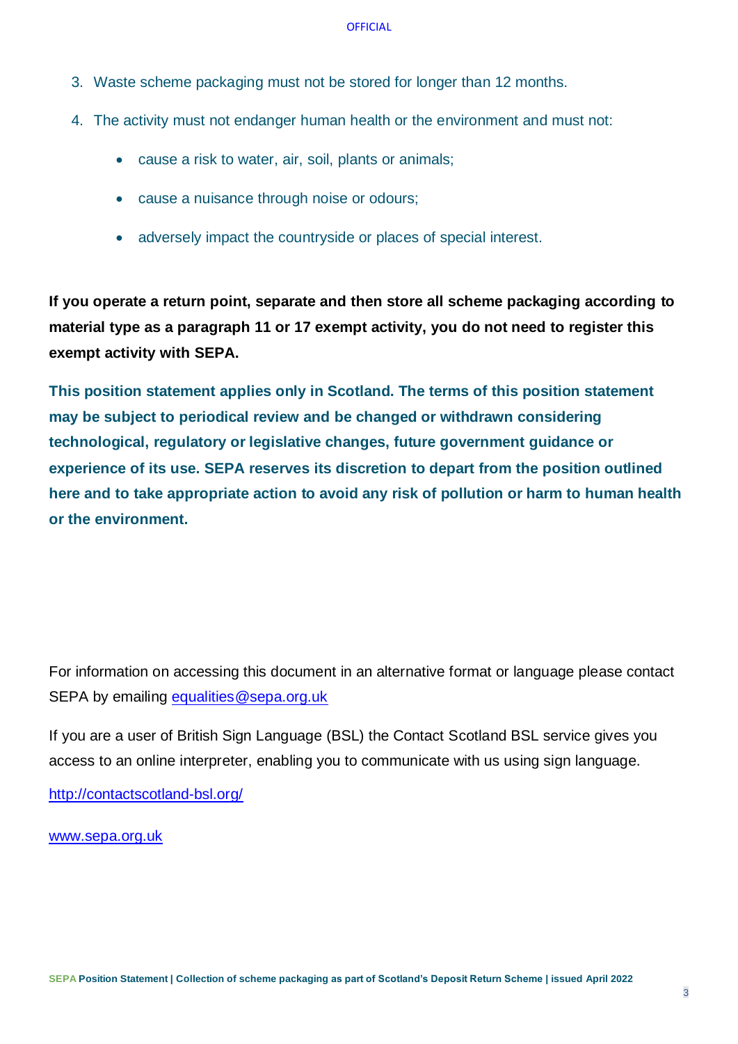3. Waste scheme packaging must not be stored for longer than 12 months.
4. The activity must not endanger human health or the environment and must not:
    - cause a risk to water, air, soil, plants or animals;
    - cause a nuisance through noise or odours;
    - adversely impact the countryside or places of special interest.

**If you operate a return point, separate and then store all scheme packaging according to material type as a paragraph 11 or 17 exempt activity, you do not need to register this exempt activity with SEPA.**

**This position statement applies only in Scotland. The terms of this position statement may be subject to periodical review and be changed or withdrawn considering technological, regulatory or legislative changes, future government guidance or experience of its use. SEPA reserves its discretion to depart from the position outlined here and to take appropriate action to avoid any risk of pollution or harm to human health or the environment.**

For information on accessing this document in an alternative format or language please contact SEPA by emailing equalities@sepa.org.uk

If you are a user of British Sign Language (BSL) the Contact Scotland BSL service gives you access to an online interpreter, enabling you to communicate with us using sign language.

http://contactscotland-bsl.org/

www.sepa.org.uk